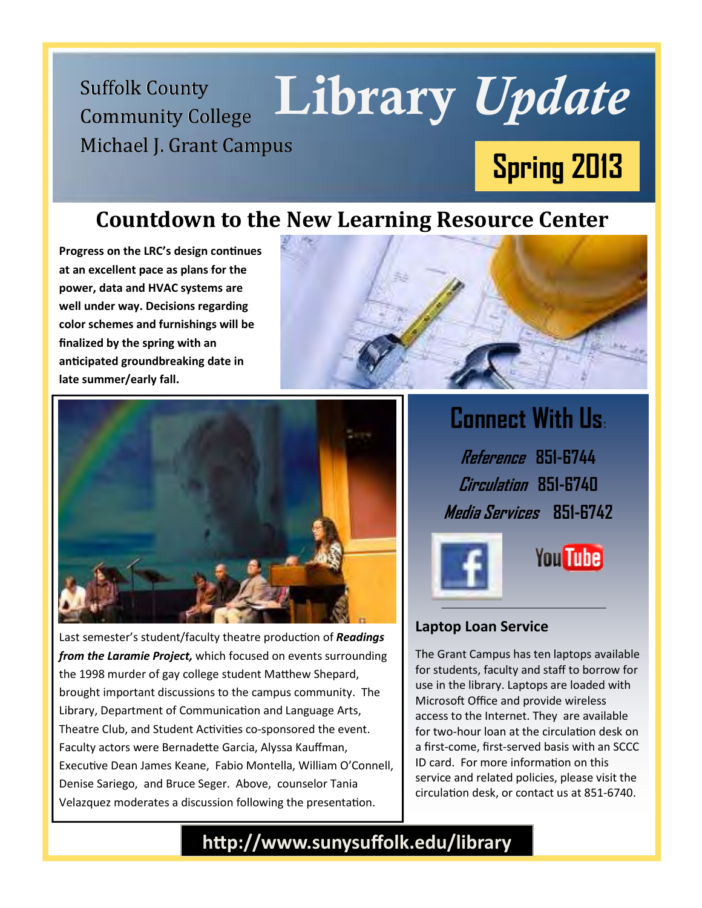Suffolk County Community College
Michael J. Grant Campus

# Library *Update*

**Spring 2013**

## Countdown to the New Learning Resource Center

**Progress on the LRC's design continues at an excellent pace as plans for the power, data and HVAC systems are well under way. Decisions regarding color schemes and furnishings will be finalized by the spring with an anticipated groundbreaking date in late summer/early fall.**

Last semester's student/faculty theatre production of ***Readings from the Laramie Project,*** which focused on events surrounding the 1998 murder of gay college student Matthew Shepard, brought important discussions to the campus community. The Library, Department of Communication and Language Arts, Theatre Club, and Student Activities co-sponsored the event. Faculty actors were Bernadette Garcia, Alyssa Kauffman, Executive Dean James Keane, Fabio Montella, William O'Connell, Denise Sariego, and Bruce Seger. Above, counselor Tania Velazquez moderates a discussion following the presentation.

## Connect With Us:

*Reference* **851-6744**

*Circulation* **851-6740**

*Media Services* **851-6742**

### Laptop Loan Service

The Grant Campus has ten laptops available for students, faculty and staff to borrow for use in the library. Laptops are loaded with Microsoft Office and provide wireless access to the Internet. They are available for two-hour loan at the circulation desk on a first-come, first-served basis with an SCCC ID card. For more information on this service and related policies, please visit the circulation desk, or contact us at 851-6740.

**http://www.sunysuffolk.edu/library**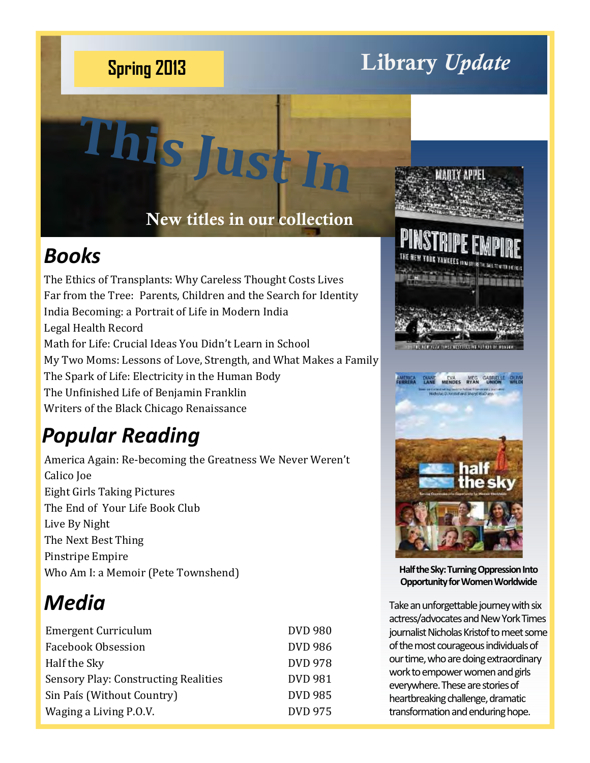Spring 2013

# Library *Update*

# This Just In

New titles in our collection

## *Books*

The Ethics of Transplants: Why Careless Thought Costs Lives
Far from the Tree: Parents, Children and the Search for Identity
India Becoming: a Portrait of Life in Modern India
Legal Health Record
Math for Life: Crucial Ideas You Didn't Learn in School
My Two Moms: Lessons of Love, Strength, and What Makes a Family
The Spark of Life: Electricity in the Human Body
The Unfinished Life of Benjamin Franklin
Writers of the Black Chicago Renaissance

## *Popular Reading*

America Again: Re-becoming the Greatness We Never Weren't
Calico Joe
Eight Girls Taking Pictures
The End of Your Life Book Club
Live By Night
The Next Best Thing
Pinstripe Empire
Who Am I: a Memoir (Pete Townshend)

## *Media*

| | |
|---|---|
| Emergent Curriculum | DVD 980 |
| Facebook Obsession | DVD 986 |
| Half the Sky | DVD 978 |
| Sensory Play: Constructing Realities | DVD 981 |
| Sin País (Without Country) | DVD 985 |
| Waging a Living P.O.V. | DVD 975 |

**Half the Sky: Turning Oppression Into Opportunity for Women Worldwide**

Take an unforgettable journey with six actress/advocates and New York Times journalist Nicholas Kristof to meet some of the most courageous individuals of our time, who are doing extraordinary work to empower women and girls everywhere. These are stories of heartbreaking challenge, dramatic transformation and enduring hope.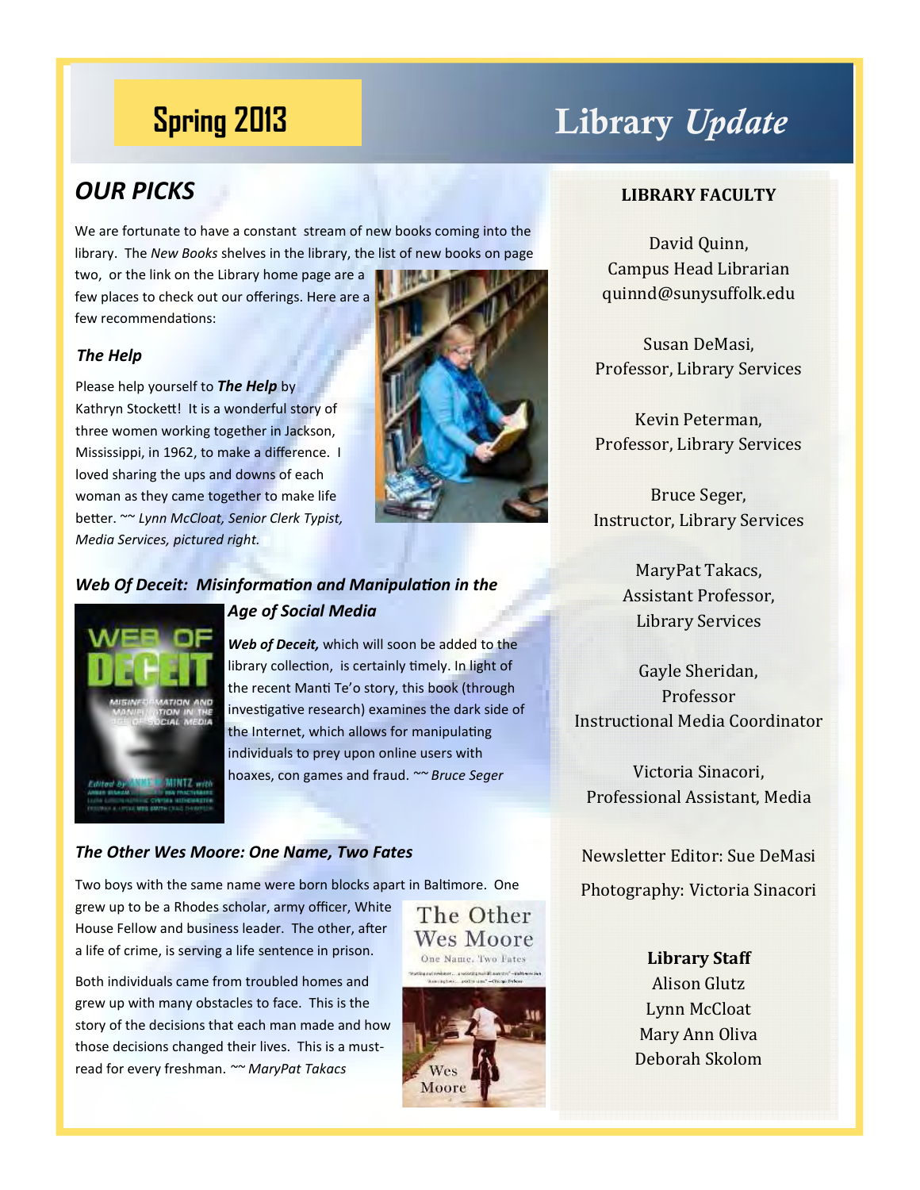# Spring 2013 Library *Update*

## OUR PICKS

We are fortunate to have a constant stream of new books coming into the library. The *New Books* shelves in the library, the list of new books on page two, or the link on the Library home page are a few places to check out our offerings. Here are a few recommendations:

### *The Help*

Please help yourself to ***The Help*** by Kathryn Stockett! It is a wonderful story of three women working together in Jackson, Mississippi, in 1962, to make a difference. I loved sharing the ups and downs of each woman as they came together to make life better. ~~ *Lynn McCloat, Senior Clerk Typist, Media Services, pictured right.*

### *Web Of Deceit: Misinformation and Manipulation in the Age of Social Media*

***Web of Deceit,*** which will soon be added to the library collection, is certainly timely. In light of the recent Manti Te'o story, this book (through investigative research) examines the dark side of the Internet, which allows for manipulating individuals to prey upon online users with hoaxes, con games and fraud. ~~ *Bruce Seger*

### *The Other Wes Moore: One Name, Two Fates*

Two boys with the same name were born blocks apart in Baltimore. One grew up to be a Rhodes scholar, army officer, White House Fellow and business leader. The other, after a life of crime, is serving a life sentence in prison.

Both individuals came from troubled homes and grew up with many obstacles to face. This is the story of the decisions that each man made and how those decisions changed their lives. This is a must-read for every freshman. ~~ *MaryPat Takacs*

---

**LIBRARY FACULTY**

David Quinn,
Campus Head Librarian
quinnd@sunysuffolk.edu

Susan DeMasi,
Professor, Library Services

Kevin Peterman,
Professor, Library Services

Bruce Seger,
Instructor, Library Services

MaryPat Takacs,
Assistant Professor,
Library Services

Gayle Sheridan,
Professor
Instructional Media Coordinator

Victoria Sinacori,
Professional Assistant, Media

Newsletter Editor: Sue DeMasi

Photography: Victoria Sinacori

**Library Staff**

Alison Glutz
Lynn McCloat
Mary Ann Oliva
Deborah Skolom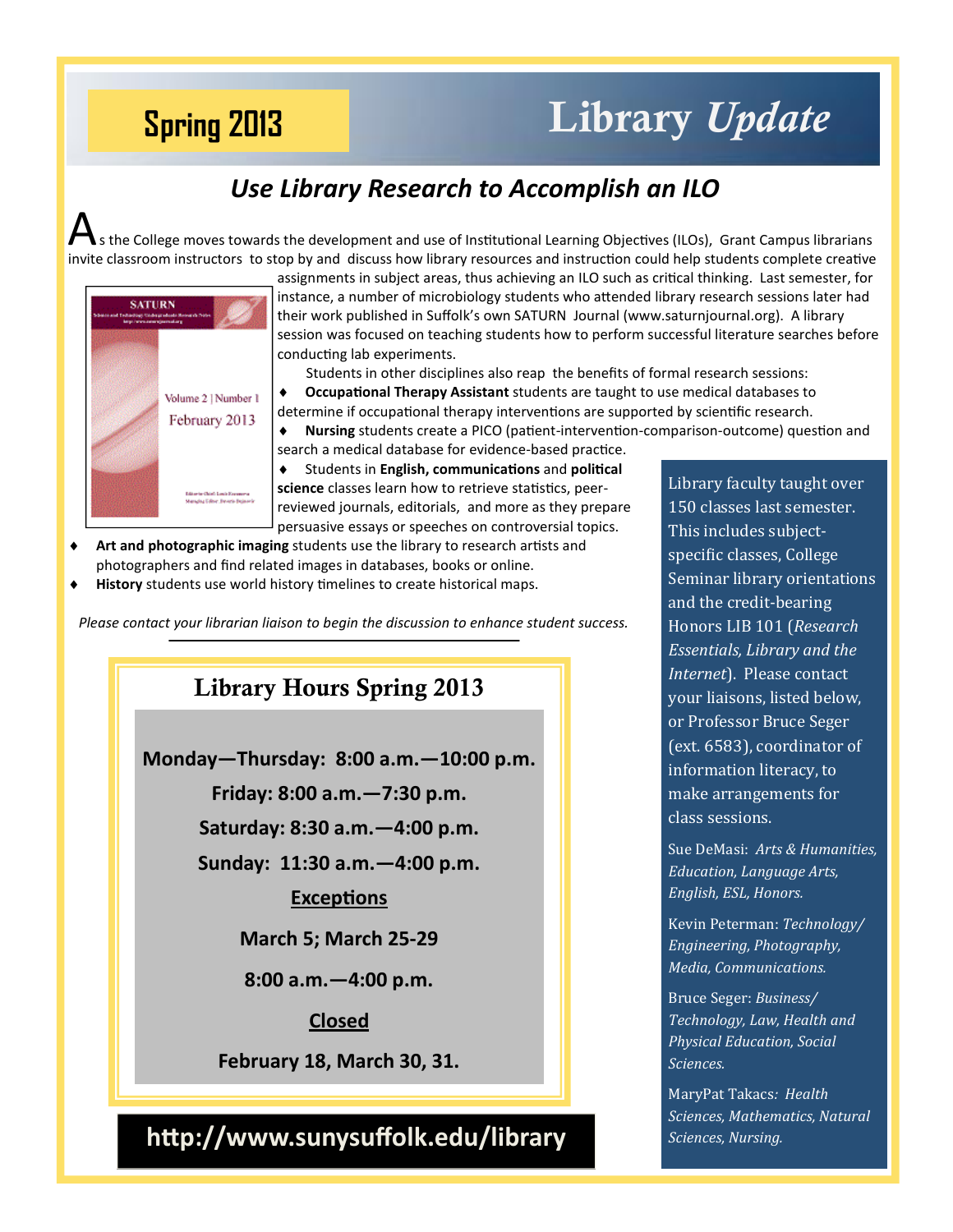**Spring 2013**

# Library *Update*

## *Use Library Research to Accomplish an ILO*

As the College moves towards the development and use of Institutional Learning Objectives (ILOs), Grant Campus librarians invite classroom instructors to stop by and discuss how library resources and instruction could help students complete creative assignments in subject areas, thus achieving an ILO such as critical thinking. Last semester, for instance, a number of microbiology students who attended library research sessions later had their work published in Suffolk's own SATURN Journal (www.saturnjournal.org). A library session was focused on teaching students how to perform successful literature searches before conducting lab experiments.

Students in other disciplines also reap the benefits of formal research sessions:

- **Occupational Therapy Assistant** students are taught to use medical databases to determine if occupational therapy interventions are supported by scientific research.
- **Nursing** students create a PICO (patient-intervention-comparison-outcome) question and search a medical database for evidence-based practice.
- Students in **English, communications** and **political science** classes learn how to retrieve statistics, peer-reviewed journals, editorials, and more as they prepare persuasive essays or speeches on controversial topics.
- **Art and photographic imaging** students use the library to research artists and photographers and find related images in databases, books or online.
- **History** students use world history timelines to create historical maps.

*Please contact your librarian liaison to begin the discussion to enhance student success.*

## Library Hours Spring 2013

**Monday—Thursday: 8:00 a.m.—10:00 p.m.**

**Friday: 8:00 a.m.—7:30 p.m.**

**Saturday: 8:30 a.m.—4:00 p.m.**

**Sunday: 11:30 a.m.—4:00 p.m.**

**Exceptions**

**March 5; March 25-29**

**8:00 a.m.—4:00 p.m.**

**Closed**

**February 18, March 30, 31.**

**http://www.sunysuffolk.edu/library**

Library faculty taught over 150 classes last semester. This includes subject-specific classes, College Seminar library orientations and the credit-bearing Honors LIB 101 (*Research Essentials, Library and the Internet*). Please contact your liaisons, listed below, or Professor Bruce Seger (ext. 6583), coordinator of information literacy, to make arrangements for class sessions.

Sue DeMasi: *Arts & Humanities, Education, Language Arts, English, ESL, Honors.*

Kevin Peterman: *Technology/ Engineering, Photography, Media, Communications.*

Bruce Seger: *Business/ Technology, Law, Health and Physical Education, Social Sciences.*

MaryPat Takacs: *Health Sciences, Mathematics, Natural Sciences, Nursing.*